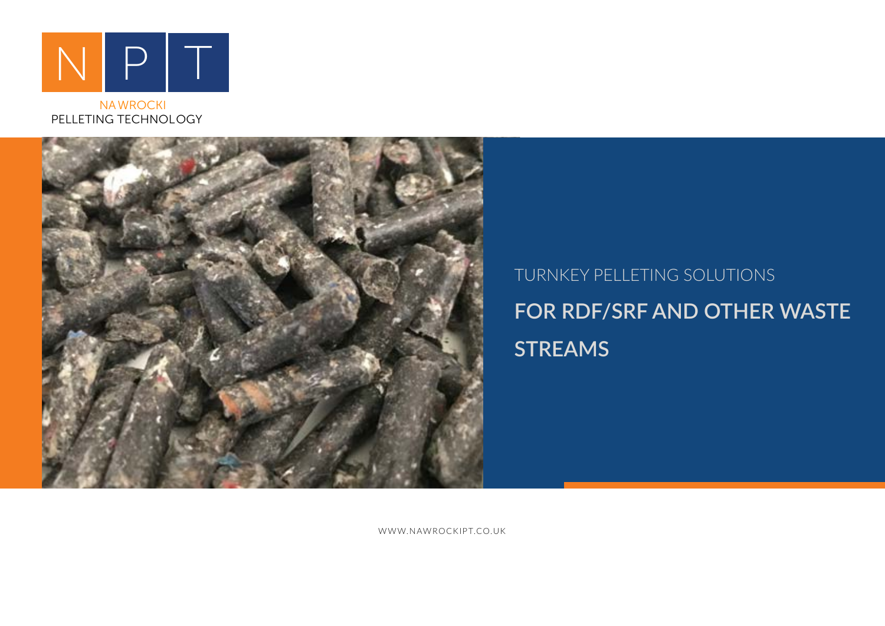NPT

NAWROCKI
PELLETING TECHNOLOGY

TURNKEY PELLETING SOLUTIONS

# FOR RDF/SRF AND OTHER WASTE STREAMS

WWW.NAWROCKIPT.CO.UK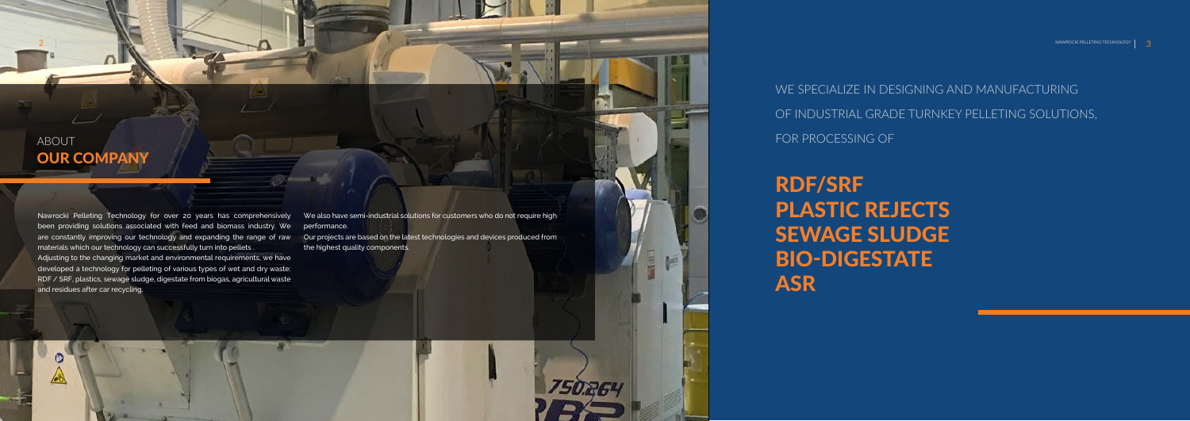## ABOUT OUR COMPANY

Nawrocki Pelleting Technology for over 20 years has comprehensively been providing solutions associated with feed and biomass industry. We are constantly improving our technology and expanding the range of raw materials which our technology can successfully turn into pellets .

Adjusting to the changing market and environmental requirements, we have developed a technology for pelleting of various types of wet and dry waste: RDF / SRF, plastics, sewage sludge, digestate from biogas, agricultural waste and residues after car recycling.

We also have semi-industrial solutions for customers who do not require high performance.

Our projects are based on the latest technologies and devices produced from the highest quality components.

WE SPECIALIZE IN DESIGNING AND MANUFACTURING OF INDUSTRIAL GRADE TURNKEY PELLETING SOLUTIONS, FOR PROCESSING OF

## RDF/SRF
## PLASTIC REJECTS
## SEWAGE SLUDGE
## BIO-DIGESTATE
## ASR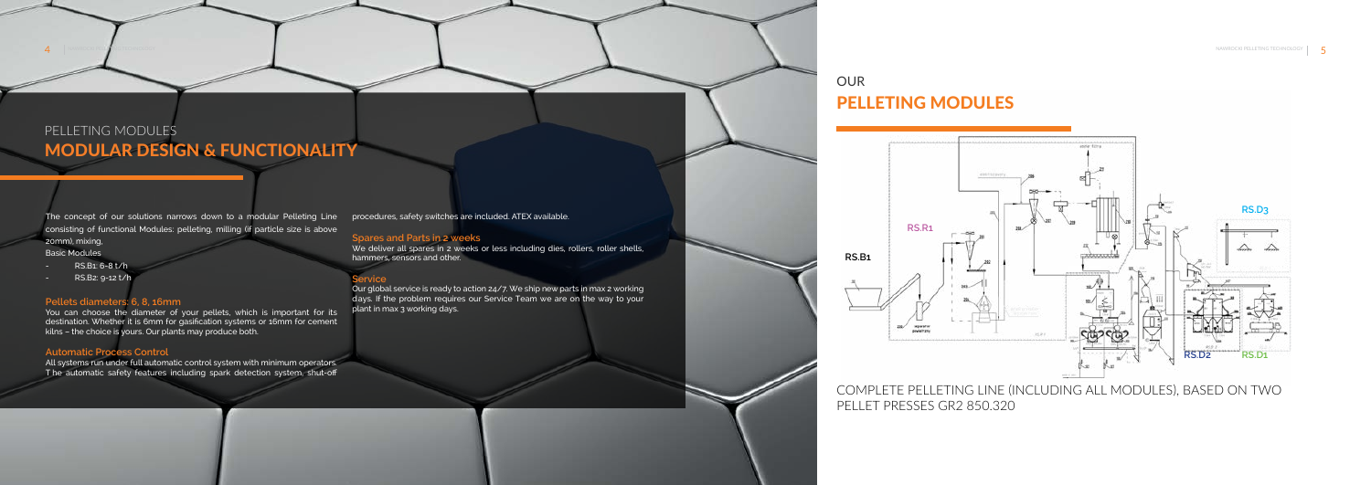## PELLETING MODULES
# MODULAR DESIGN & FUNCTIONALITY

The concept of our solutions narrows down to a modular Pelleting Line consisting of functional Modules: pelleting, milling (if particle size is above 20mm), mixing.

Basic Modules

- RS.B1: 6–8 t/h
- RS.B2: 9–12 t/h

### Pellets diameters: 6, 8, 16mm

You can choose the diameter of your pellets, which is important for its destination. Whether it is 6mm for gasification systems or 16mm for cement kilns – the choice is yours. Our plants may produce both.

### Automatic Process Control

All systems run under full automatic control system with minimum operators. The automatic safety features including spark detection system, shut-off procedures, safety switches are included. ATEX available.

### Spares and Parts in 2 weeks

We deliver all spares in 2 weeks or less including dies, rollers, roller shells, hammers, sensors and other.

### Service

Our global service is ready to action 24/7. We ship new parts in max 2 working days. If the problem requires our Service Team we are on the way to your plant in max 3 working days.

## OUR
# PELLETING MODULES

RS.R1 RS.B1 RS.D3 RS.D2 RS.D1

COMPLETE PELLETING LINE (INCLUDING ALL MODULES), BASED ON TWO PELLET PRESSES GR2 850.320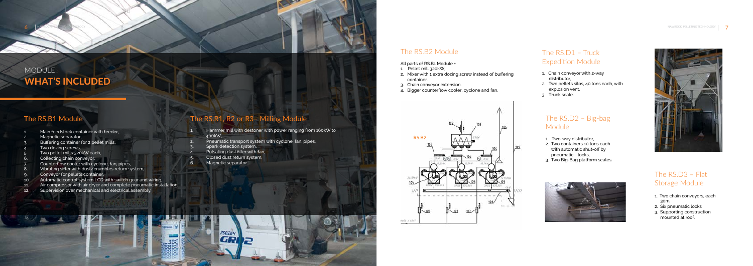# MODULE
# WHAT'S INCLUDED

## The RS.B1 Module

1. Main feedstock container with feeder,
2. Magnetic separator,
3. Buffering container for 2 pellet mills,
4. Two dozing screws,
5. Two pellet mills 320kW each,
6. Collecting chain conveyor,
7. Counterflow cooler with cyclone, fan, pipes,
8. Vibrating sifter with dust/crumbles return system,
9. Conveyor for pellets container,
10. Automatic control system LCD with switch gear and wiring,
11. Air compressor with air dryer and complete pneumatic installation,
12. Supervision over mechanical and electrical assembly.

## The RS.R1, R2 or R3 - Milling Module

1. Hammer mill with destoner with power ranging from 160kW to 400kW,
2. Pneumatic transport system with cyclone, fan, pipes,
3. Spark detection system,
4. Pulsating dust filter with fan,
5. Closed dust return system,
6. Magnetic separator.

## The RS.B2 Module

All parts of RS.B1 Module +

1. Pellet mill 320kW,
2. Mixer with 1 extra dozing screw instead of buffering container.
3. Chain conveyor extension.
4. Bigger counterflow cooler, cyclone and fan.

## The RS.D1 – Truck Expedition Module

1. Chain conveyor with 2-way distributor,
2. Two pellets silos, 40 tons each, with explosion vent.
3. Truck scale.

## The RS.D2 – Big-bag Module

1. Two-way distributor,
2. Two containers 10 tons each with automatic shut-off by pneumatic locks,
3. Two Big-Bag platform scales.

## The RS.D3 – Flat Storage Module

1. Two chain conveyors, each 30m,
2. Six pneumatic locks
3. Supporting construction mounted at roof.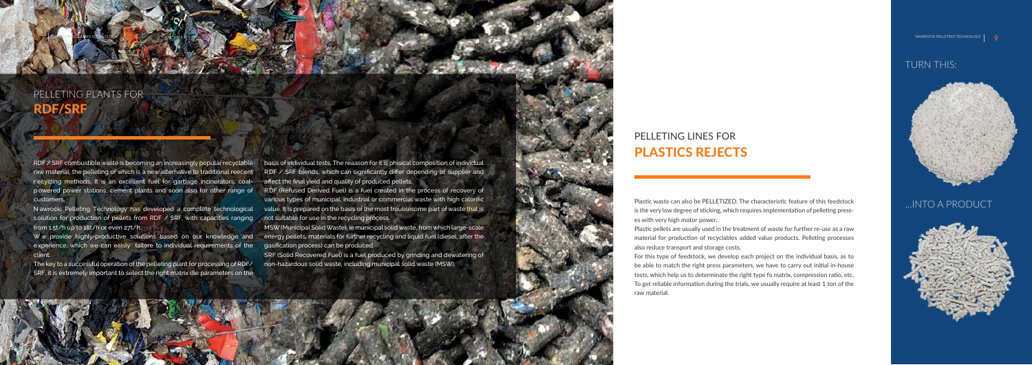## PELLETING PLANTS FOR
# RDF/SRF

RDF / SRF combustible waste is becoming an increasingly popular recyclable raw material, the pelleting of which is a new alternative to traditional reecent recycling methods. It is an excellent fuel for garbage incinerators, coal-powered power stations, cement plants and soon also for other range of customers.

Nawrocki Pelleting Technology has developed a complete technological solution for production of pellets from RDF / SRF, with capacities ranging from 1.5t/h up to 18t/h or even 27t/h.

We provide highly-productive solutions based on our knowledge and experience, which we can easily tailore to individual requirements of the client.

The key to a successful operation of the pelleting plant for processing of RDF/SRF, it is extremely important to select the right matrix die parameters on the basis of individual tests. The reaason for it is phisical composition of individual RDF / SRF blends, which can significantly differ depending of supplier and affect the final yield and quality of produced pellets.

RDF (Refused Derived Fuel) is a fuel created in the process of recovery of various types of municipal, industrial or commercial waste with high calorific value. It is prepared on the basis of the most troublesome part of waste that is not suitable for use in the recycling process.

MSW (Municipal Solid Waste), ie municipal solid waste, from which large-scale energy pellets, materials for further recycling and liquid fuel (diesel, after the gasification process) can be produced.

SRF (Solid Recovered Fuel) is a fuel produced by grinding and dewatering of non-hazardous solid waste, including municipal solid waste (MSW).

## PELLETING LINES FOR
# PLASTICS REJECTS

Plastic waste can also be PELLETIZED. The characteristic feature of this feedstock is the very low degree of sticking, which requires implementation of pelleting presses with very high motor power.

Plastic pellets are usually used in the treatment of waste for further re-use as a raw material for production of recyclables added value products. Pelleting processes also reduce transport and storage costs.

For this type of feedstock, we develop each project on the individual basis, as to be able to match the right press parameters, we have to carry out initial in-house tests, which help us to determinate the right type fo matrix, compression ratio, etc. To get reliable information during the trials, we usually require at least 1 ton of the raw material.

TURN THIS:

...INTO A PRODUCT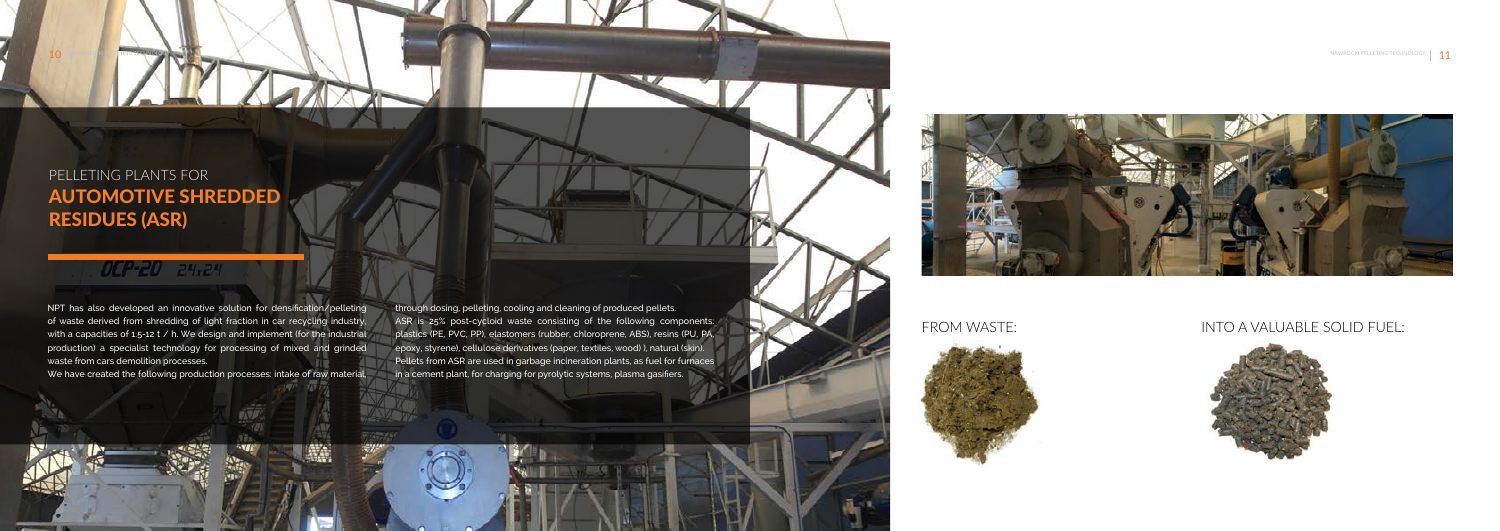# PELLETING PLANTS FOR AUTOMOTIVE SHREDDED RESIDUES (ASR)

NPT has also developed an innovative solution for densification/pelleting of waste derived from shredding of light fraction in car recycling industry, with a capacities of 1.5-12 t / h. We design and implement (for the industrial production) a specialist technology for processing of mixed and grinded waste from cars demolition processes.

We have created the following production processes: intake of raw material, through dosing, pelleting, cooling and cleaning of produced pellets.

ASR is 25% post-cycloid waste consisting of the following components: plastics (PE, PVC, PP), elastomers (rubber, chloroprene, ABS), resins (PU, PA, epoxy, styrene), cellulose derivatives (paper, textiles, wood) ), natural (skin). Pellets from ASR are used in garbage incineration plants, as fuel for furnaces in a cement plant, for charging for pyrolytic systems, plasma gasifiers.

FROM WASTE:

INTO A VALUABLE SOLID FUEL: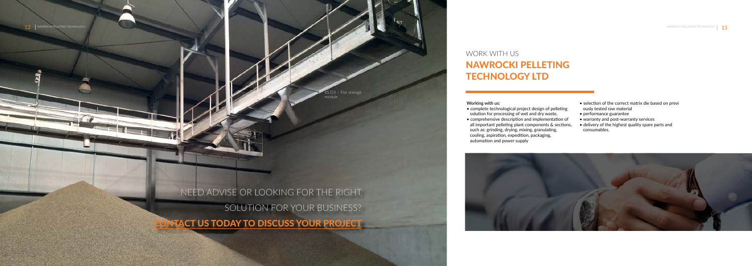RS.D3 – Flat storage module

NEED ADVISE OR LOOKING FOR THE RIGHT SOLUTION FOR YOUR BUSINESS?

**CONTACT US TODAY TO DISCUSS YOUR PROJECT**

## WORK WITH US
## NAWROCKI PELLETING TECHNOLOGY LTD

**Working with us:**

- complete technological project design of pelleting solution for processing of wet and dry waste,
- comprehensive description and implementation of all important pelleting plant components & sections, such as: grinding, drying, mixing, granulating, cooling, aspiration, expedition, packaging, automation and power supply
- selection of the correct matrix die based on previously tested raw material
- performance guarantee
- warranty and post-warranty services
- delivery of the highest quality spare parts and consumables.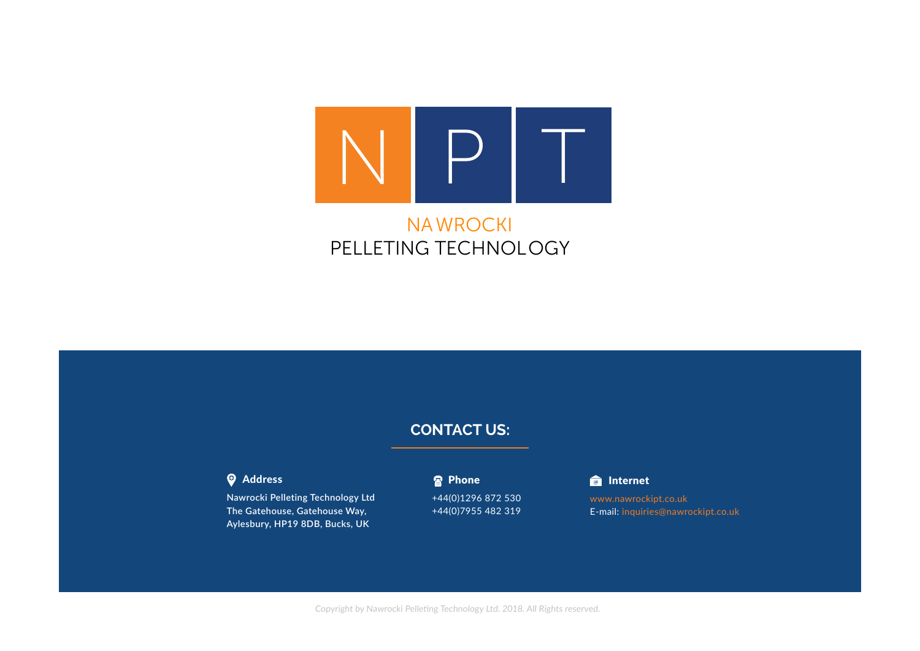NPT

NAWROCKI
PELLETING TECHNOLOGY

## CONTACT US:

### Address

Nawrocki Pelleting Technology Ltd
The Gatehouse, Gatehouse Way,
Aylesbury, HP19 8DB, Bucks, UK

### Phone

+44(0)1296 872 530
+44(0)7955 482 319

### Internet

www.nawrockipt.co.uk
E-mail: inquiries@nawrockipt.co.uk

*Copyright by Nawrocki Pelleting Technology Ltd. 2018. All Rights reserved.*